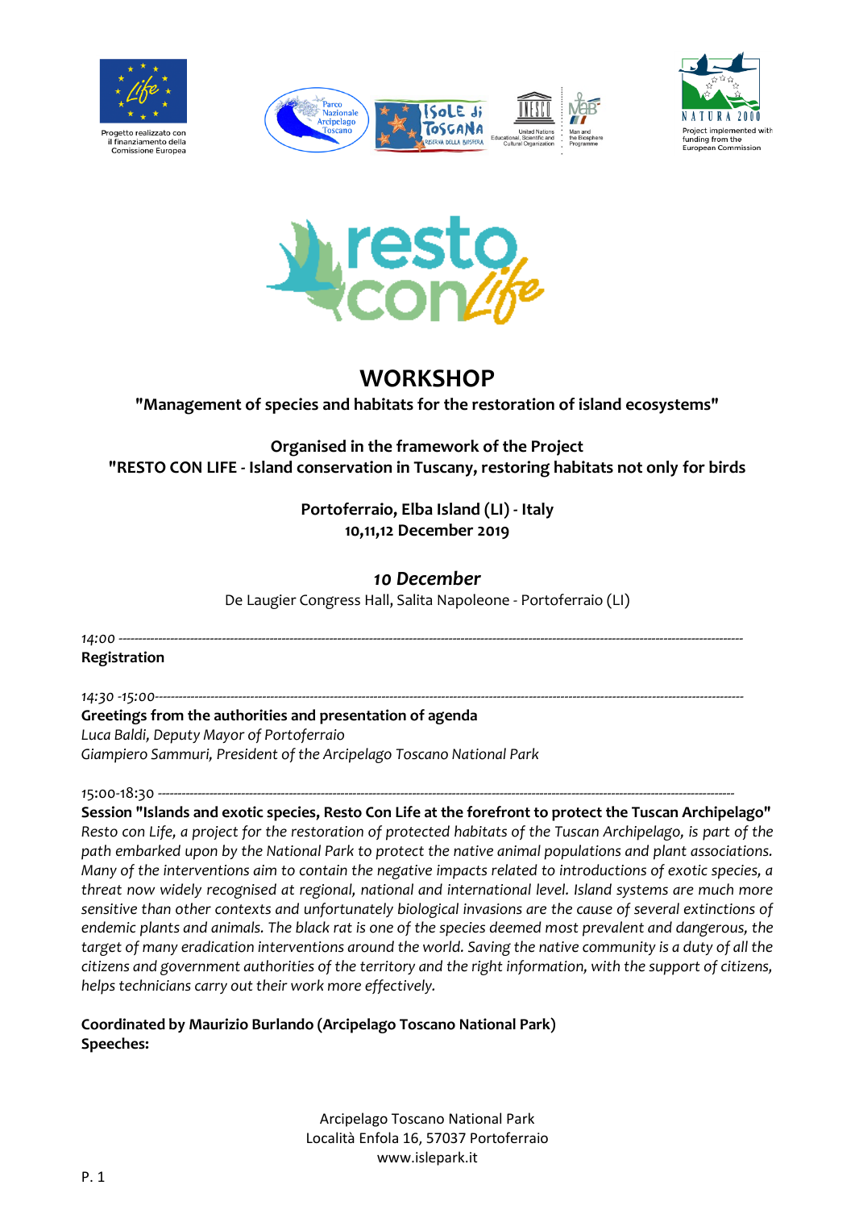Progetto realizzato con il finanziamento della Commissione Europea

Project implemented with funding from the European Commission

# WORKSHOP

**"Management of species and habitats for the restoration of island ecosystems"**

**Organised in the framework of the Project**
**"RESTO CON LIFE - Island conservation in Tuscany, restoring habitats not only for birds**

**Portoferraio, Elba Island (LI) - Italy**
**10,11,12 December 2019**

## *10 December*

De Laugier Congress Hall, Salita Napoleone - Portoferraio (LI)

*14:00* ---

**Registration**

*14:30 -15:00*---

**Greetings from the authorities and presentation of agenda**
*Luca Baldi, Deputy Mayor of Portoferraio*
*Giampiero Sammuri, President of the Arcipelago Toscano National Park*

15:00-18:30 ---

**Session "Islands and exotic species, Resto Con Life at the forefront to protect the Tuscan Archipelago"**
*Resto con Life, a project for the restoration of protected habitats of the Tuscan Archipelago, is part of the path embarked upon by the National Park to protect the native animal populations and plant associations. Many of the interventions aim to contain the negative impacts related to introductions of exotic species, a threat now widely recognised at regional, national and international level. Island systems are much more sensitive than other contexts and unfortunately biological invasions are the cause of several extinctions of endemic plants and animals. The black rat is one of the species deemed most prevalent and dangerous, the target of many eradication interventions around the world. Saving the native community is a duty of all the citizens and government authorities of the territory and the right information, with the support of citizens, helps technicians carry out their work more effectively.*

**Coordinated by Maurizio Burlando (Arcipelago Toscano National Park)**
**Speeches:**

Arcipelago Toscano National Park
Località Enfola 16, 57037 Portoferraio
www.islepark.it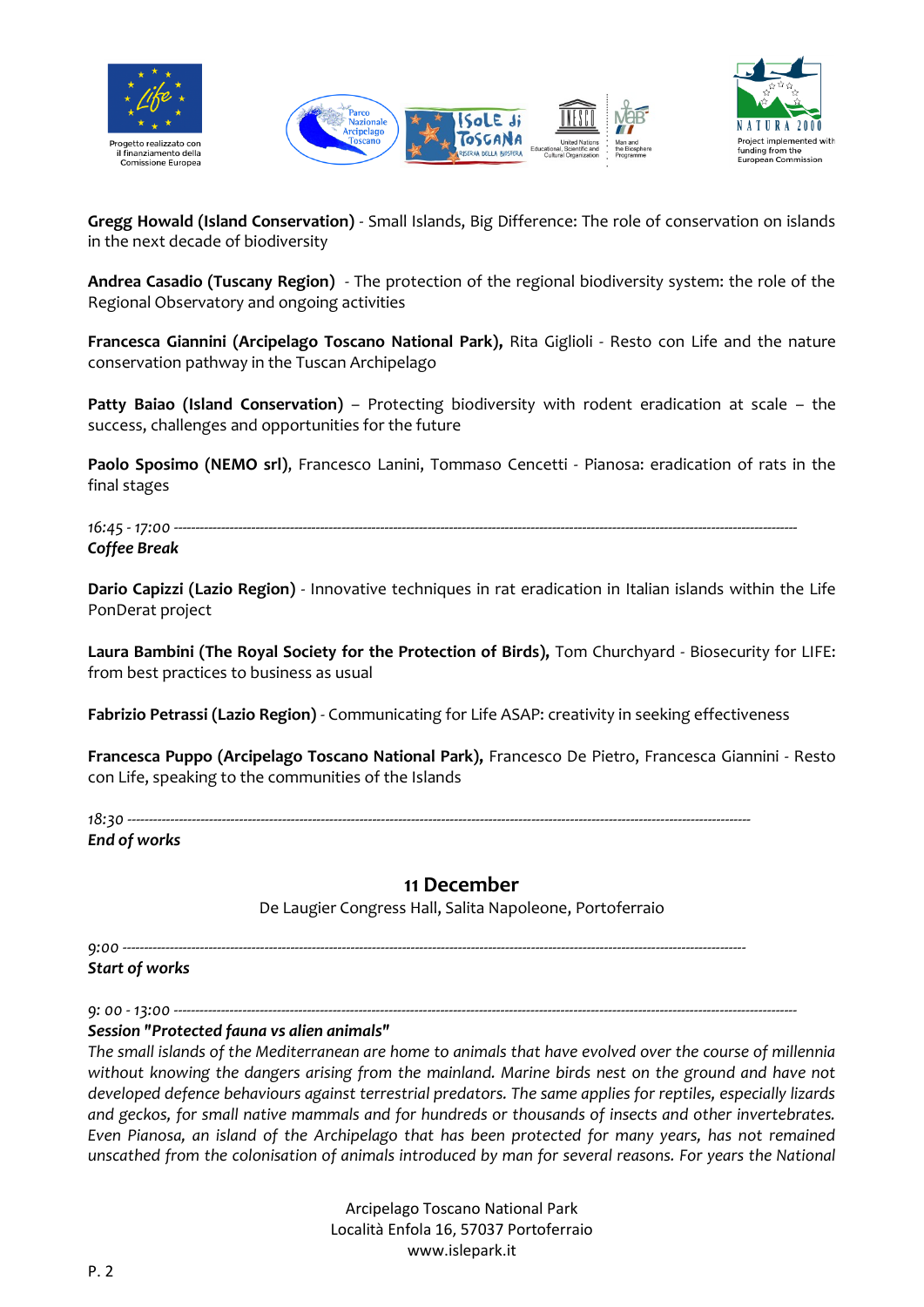**Gregg Howald (Island Conservation)** - Small Islands, Big Difference: The role of conservation on islands in the next decade of biodiversity

**Andrea Casadio (Tuscany Region)** - The protection of the regional biodiversity system: the role of the Regional Observatory and ongoing activities

**Francesca Giannini (Arcipelago Toscano National Park),** Rita Giglioli - Resto con Life and the nature conservation pathway in the Tuscan Archipelago

**Patty Baiao (Island Conservation)** – Protecting biodiversity with rodent eradication at scale – the success, challenges and opportunities for the future

**Paolo Sposimo (NEMO srl)**, Francesco Lanini, Tommaso Cencetti - Pianosa: eradication of rats in the final stages

*16:45 - 17:00* ------------------------------------------------------------------------------------------------------------------------------------
***Coffee Break***

**Dario Capizzi (Lazio Region)** - Innovative techniques in rat eradication in Italian islands within the Life PonDerat project

**Laura Bambini (The Royal Society for the Protection of Birds),** Tom Churchyard - Biosecurity for LIFE: from best practices to business as usual

**Fabrizio Petrassi (Lazio Region)** - Communicating for Life ASAP: creativity in seeking effectiveness

**Francesca Puppo (Arcipelago Toscano National Park),** Francesco De Pietro, Francesca Giannini - Resto con Life, speaking to the communities of the Islands

*18:30* ------------------------------------------------------------------------------------------------------------------------------------
***End of works***

## 11 December

De Laugier Congress Hall, Salita Napoleone, Portoferraio

*9:00* ------------------------------------------------------------------------------------------------------------------------------------
***Start of works***

*9: 00 - 13:00* ------------------------------------------------------------------------------------------------------------------------------------
***Session "Protected fauna vs alien animals"***

*The small islands of the Mediterranean are home to animals that have evolved over the course of millennia without knowing the dangers arising from the mainland. Marine birds nest on the ground and have not developed defence behaviours against terrestrial predators. The same applies for reptiles, especially lizards and geckos, for small native mammals and for hundreds or thousands of insects and other invertebrates. Even Pianosa, an island of the Archipelago that has been protected for many years, has not remained unscathed from the colonisation of animals introduced by man for several reasons. For years the National*

Arcipelago Toscano National Park
Località Enfola 16, 57037 Portoferraio
www.islepark.it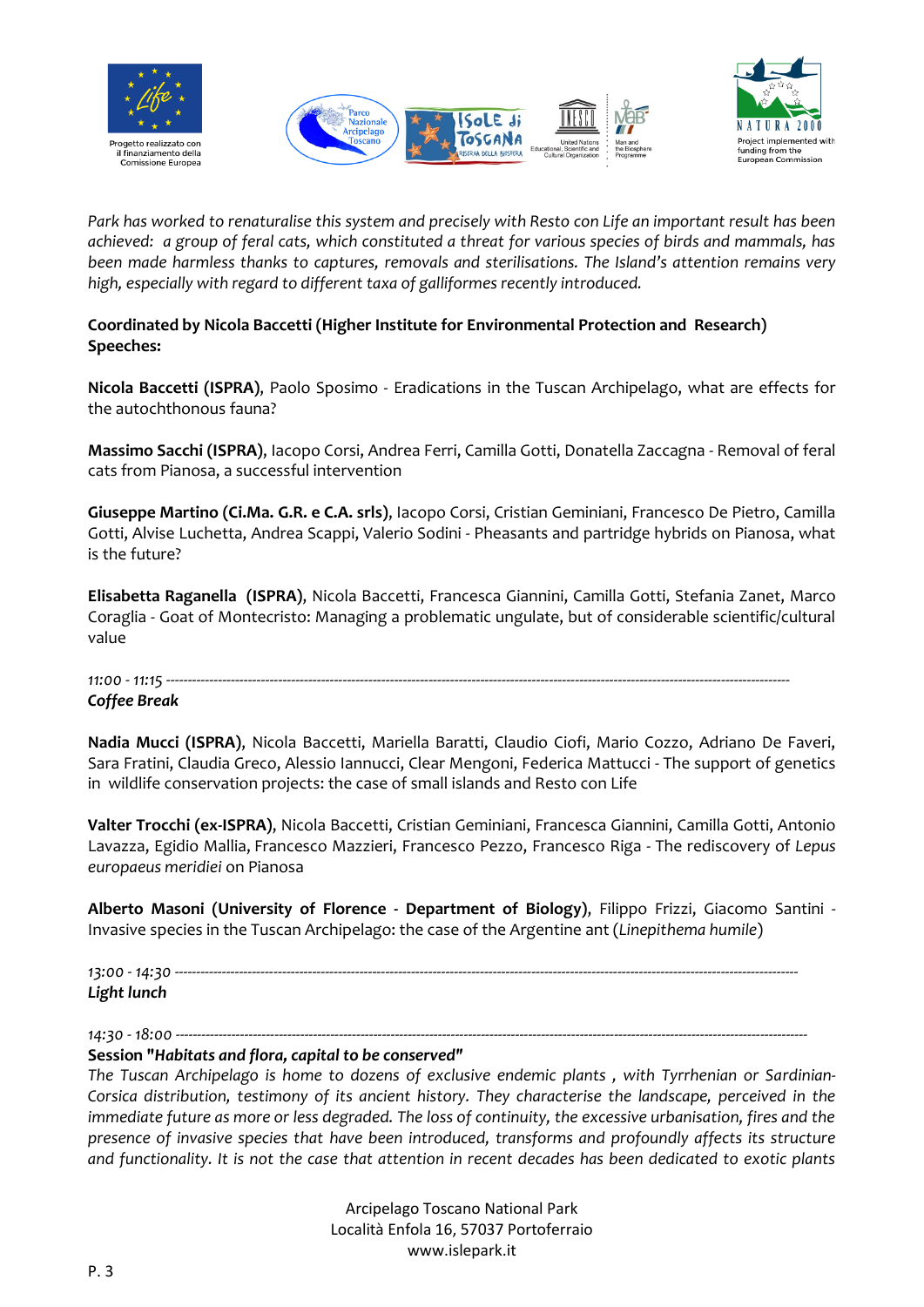*Park has worked to renaturalise this system and precisely with Resto con Life an important result has been achieved: a group of feral cats, which constituted a threat for various species of birds and mammals, has been made harmless thanks to captures, removals and sterilisations. The Island's attention remains very high, especially with regard to different taxa of galliformes recently introduced.*

**Coordinated by Nicola Baccetti (Higher Institute for Environmental Protection and Research)**
**Speeches:**

**Nicola Baccetti (ISPRA)**, Paolo Sposimo - Eradications in the Tuscan Archipelago, what are effects for the autochthonous fauna?

**Massimo Sacchi (ISPRA)**, Iacopo Corsi, Andrea Ferri, Camilla Gotti, Donatella Zaccagna - Removal of feral cats from Pianosa, a successful intervention

**Giuseppe Martino (Ci.Ma. G.R. e C.A. srls)**, Iacopo Corsi, Cristian Geminiani, Francesco De Pietro, Camilla Gotti, Alvise Luchetta, Andrea Scappi, Valerio Sodini - Pheasants and partridge hybrids on Pianosa, what is the future?

**Elisabetta Raganella (ISPRA)**, Nicola Baccetti, Francesca Giannini, Camilla Gotti, Stefania Zanet, Marco Coraglia - Goat of Montecristo: Managing a problematic ungulate, but of considerable scientific/cultural value

*11:00 - 11:15* ---------------------------------------------------------------------------------------------------------------------------------------
***Coffee Break***

**Nadia Mucci (ISPRA)**, Nicola Baccetti, Mariella Baratti, Claudio Ciofi, Mario Cozzo, Adriano De Faveri, Sara Fratini, Claudia Greco, Alessio Iannucci, Clear Mengoni, Federica Mattucci - The support of genetics in wildlife conservation projects: the case of small islands and Resto con Life

**Valter Trocchi (ex-ISPRA)**, Nicola Baccetti, Cristian Geminiani, Francesca Giannini, Camilla Gotti, Antonio Lavazza, Egidio Mallia, Francesco Mazzieri, Francesco Pezzo, Francesco Riga - The rediscovery of *Lepus europaeus meridiei* on Pianosa

**Alberto Masoni (University of Florence - Department of Biology)**, Filippo Frizzi, Giacomo Santini - Invasive species in the Tuscan Archipelago: the case of the Argentine ant (*Linepithema humile*)

*13:00 - 14:30* ---------------------------------------------------------------------------------------------------------------------------------------
***Light lunch***

*14:30 - 18:00* ---------------------------------------------------------------------------------------------------------------------------------------
**Session "*Habitats and flora, capital to be conserved*"**
*The Tuscan Archipelago is home to dozens of exclusive endemic plants , with Tyrrhenian or Sardinian-Corsica distribution, testimony of its ancient history. They characterise the landscape, perceived in the immediate future as more or less degraded. The loss of continuity, the excessive urbanisation, fires and the presence of invasive species that have been introduced, transforms and profoundly affects its structure and functionality. It is not the case that attention in recent decades has been dedicated to exotic plants*

Arcipelago Toscano National Park
Località Enfola 16, 57037 Portoferraio
www.islepark.it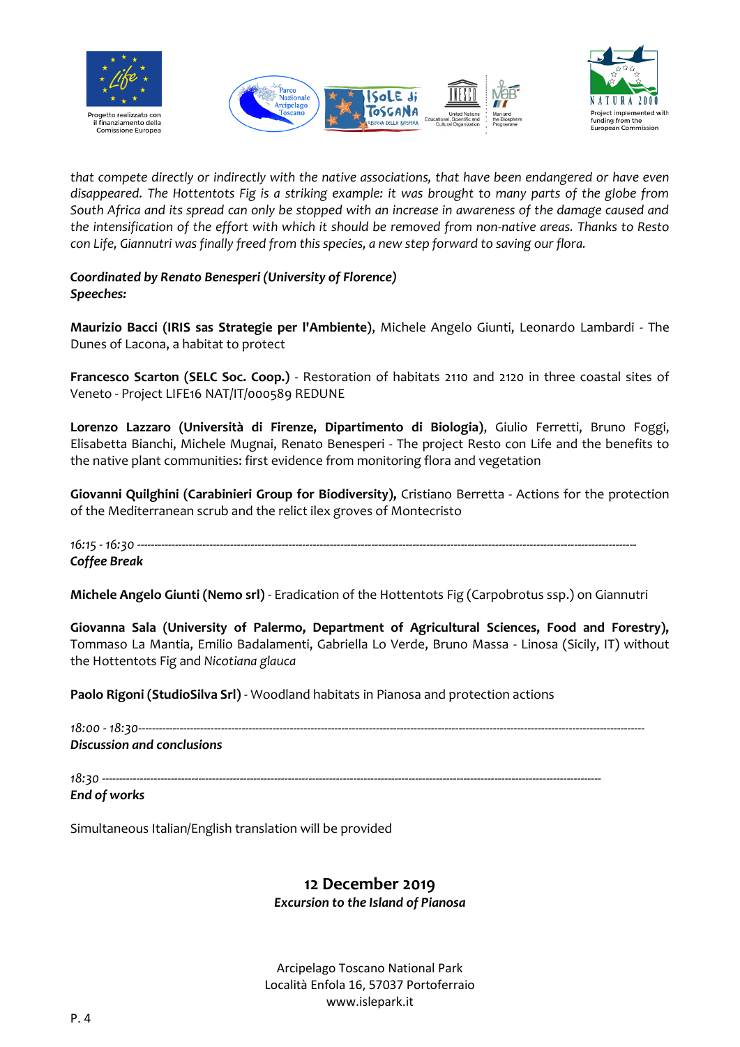*that compete directly or indirectly with the native associations, that have been endangered or have even disappeared. The Hottentots Fig is a striking example: it was brought to many parts of the globe from South Africa and its spread can only be stopped with an increase in awareness of the damage caused and the intensification of the effort with which it should be removed from non-native areas. Thanks to Resto con Life, Giannutri was finally freed from this species, a new step forward to saving our flora.*

***Coordinated by Renato Benesperi (University of Florence)***
***Speeches:***

**Maurizio Bacci (IRIS sas Strategie per l'Ambiente)**, Michele Angelo Giunti, Leonardo Lambardi - The Dunes of Lacona, a habitat to protect

**Francesco Scarton (SELC Soc. Coop.)** - Restoration of habitats 2110 and 2120 in three coastal sites of Veneto - Project LIFE16 NAT/IT/000589 REDUNE

**Lorenzo Lazzaro (Università di Firenze, Dipartimento di Biologia)**, Giulio Ferretti, Bruno Foggi, Elisabetta Bianchi, Michele Mugnai, Renato Benesperi - The project Resto con Life and the benefits to the native plant communities: first evidence from monitoring flora and vegetation

**Giovanni Quilghini (Carabinieri Group for Biodiversity),** Cristiano Berretta - Actions for the protection of the Mediterranean scrub and the relict ilex groves of Montecristo

*16:15 - 16:30* ------------------------------------------------------------------------------------------------------------------------------------------
***Coffee Break***

**Michele Angelo Giunti (Nemo srl)** - Eradication of the Hottentots Fig (Carpobrotus ssp.) on Giannutri

**Giovanna Sala (University of Palermo, Department of Agricultural Sciences, Food and Forestry),** Tommaso La Mantia, Emilio Badalamenti, Gabriella Lo Verde, Bruno Massa - Linosa (Sicily, IT) without the Hottentots Fig and *Nicotiana glauca*

**Paolo Rigoni (StudioSilva Srl)** - Woodland habitats in Pianosa and protection actions

*18:00 - 18:30*------------------------------------------------------------------------------------------------------------------------------------------
***Discussion and conclusions***

*18:30* ------------------------------------------------------------------------------------------------------------------------------------------
***End of works***

Simultaneous Italian/English translation will be provided

## 12 December 2019

***Excursion to the Island of Pianosa***

Arcipelago Toscano National Park
Località Enfola 16, 57037 Portoferraio
www.islepark.it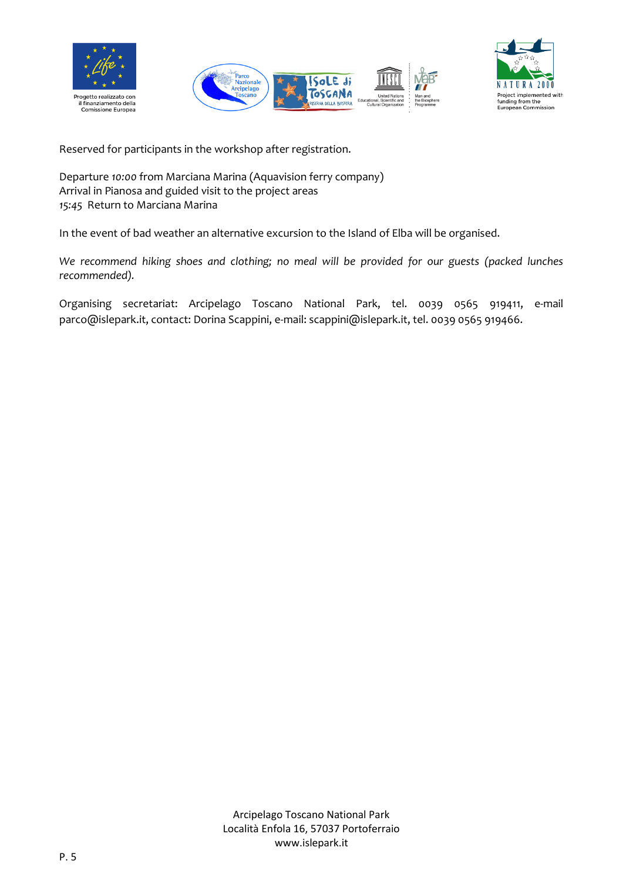Reserved for participants in the workshop after registration.

Departure *10:00* from Marciana Marina (Aquavision ferry company)
Arrival in Pianosa and guided visit to the project areas
*15:45* Return to Marciana Marina

In the event of bad weather an alternative excursion to the Island of Elba will be organised.

*We recommend hiking shoes and clothing; no meal will be provided for our guests (packed lunches recommended).*

Organising secretariat: Arcipelago Toscano National Park, tel. 0039 0565 919411, e-mail parco@islepark.it, contact: Dorina Scappini, e-mail: scappini@islepark.it, tel. 0039 0565 919466.